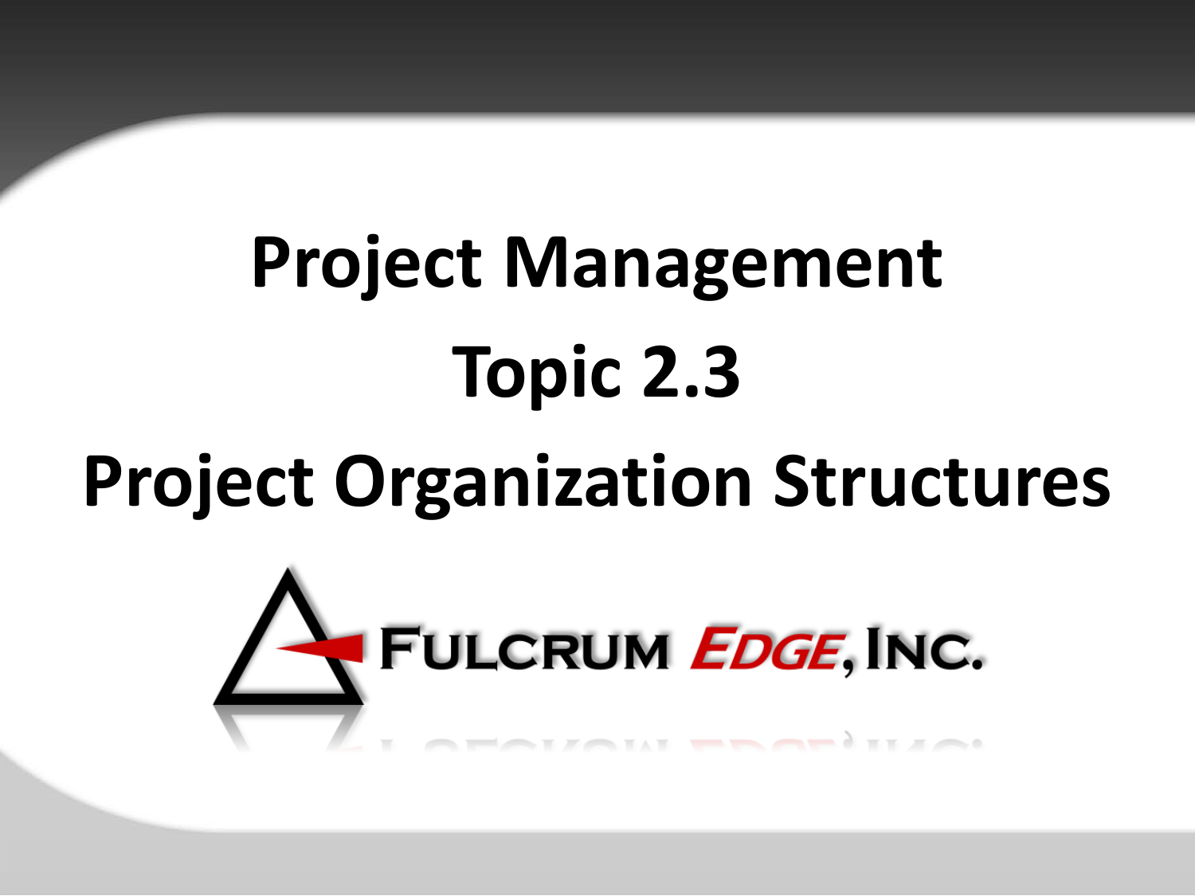# Project Management

## Topic 2.3

## Project Organization Structures

FULCRUM EDGE, INC.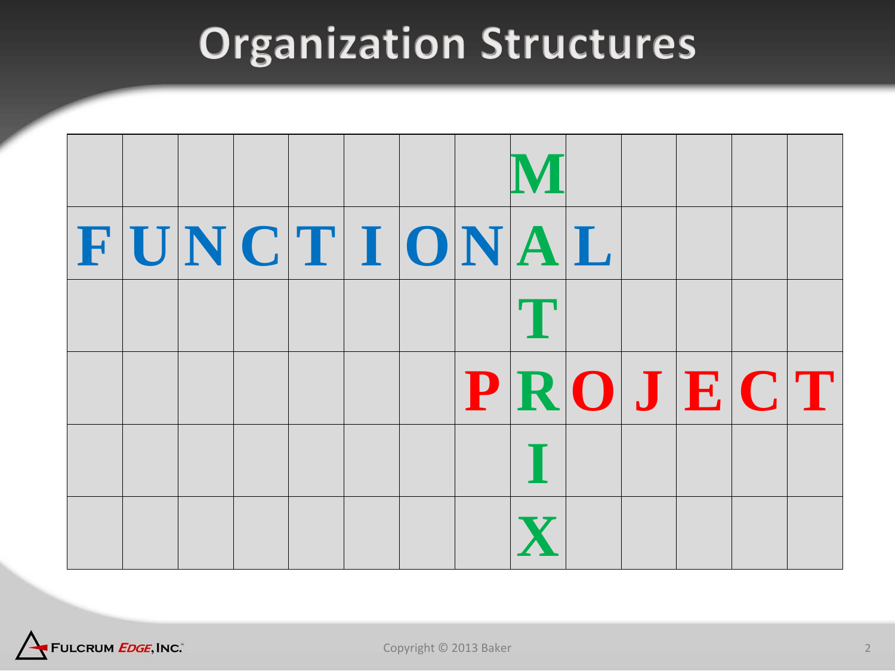# Organization Structures

|  |  |  |  |  |  |  |  | M |  |  |  |  |  |
|---|---|---|---|---|---|---|---|---|---|---|---|---|---|
| F | U | N | C | T | I | O | N | A | L |  |  |  |  |
|  |  |  |  |  |  |  |  | T |  |  |  |  |  |
|  |  |  |  |  |  |  | P | R | O | J | E | C | T |
|  |  |  |  |  |  |  |  | I |  |  |  |  |  |
|  |  |  |  |  |  |  |  | X |  |  |  |  |  |

Fulcrum *Edge*, Inc.

Copyright © 2013 Baker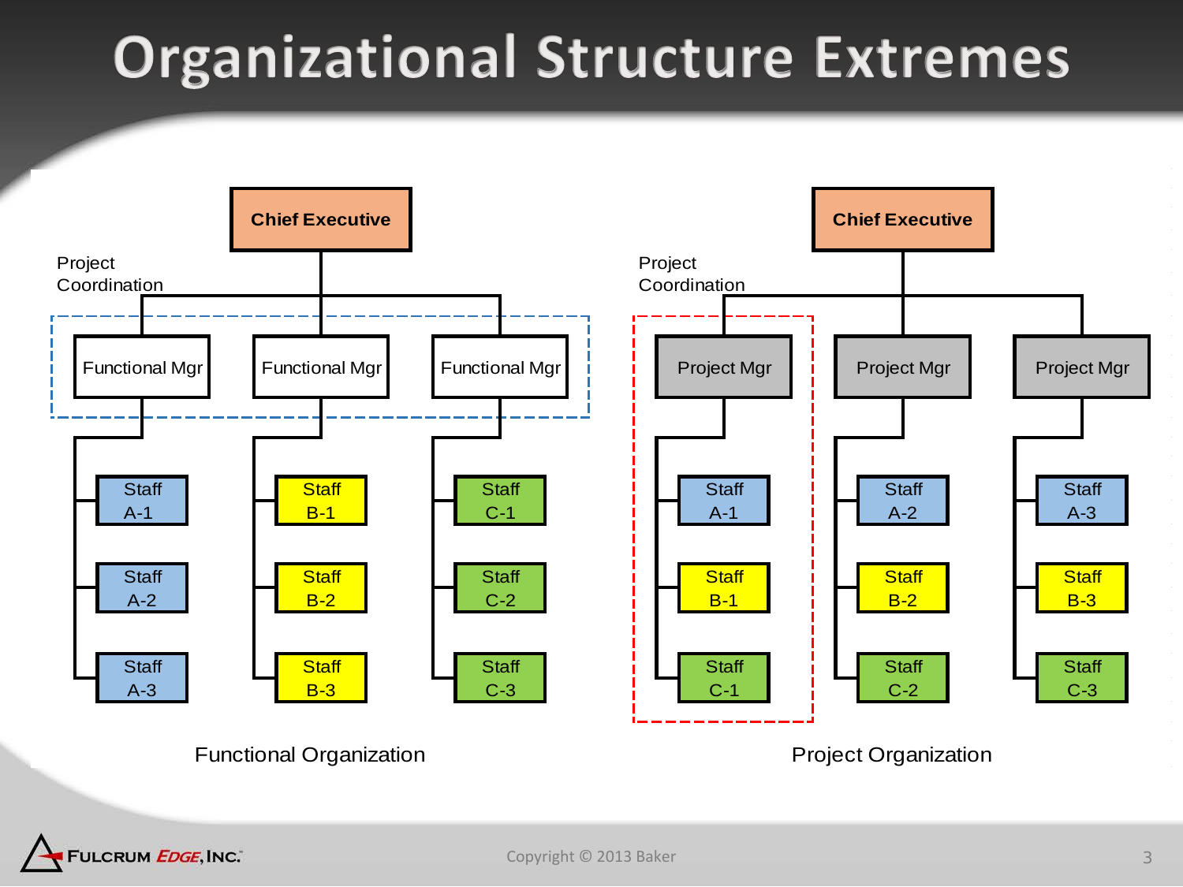# Organizational Structure Extremes

**Functional Organization**

- **Chief Executive**
  - Project Coordination (across Functional Mgrs)
  - Functional Mgr
    - Staff A-1
    - Staff A-2
    - Staff A-3
  - Functional Mgr
    - Staff B-1
    - Staff B-2
    - Staff B-3
  - Functional Mgr
    - Staff C-1
    - Staff C-2
    - Staff C-3

**Project Organization**

- **Chief Executive**
  - Project Coordination (within each Project Mgr's team)
  - Project Mgr
    - Staff A-1
    - Staff B-1
    - Staff C-1
  - Project Mgr
    - Staff A-2
    - Staff B-2
    - Staff C-2
  - Project Mgr
    - Staff A-3
    - Staff B-3
    - Staff C-3

Fulcrum Edge, Inc.

Copyright © 2013 Baker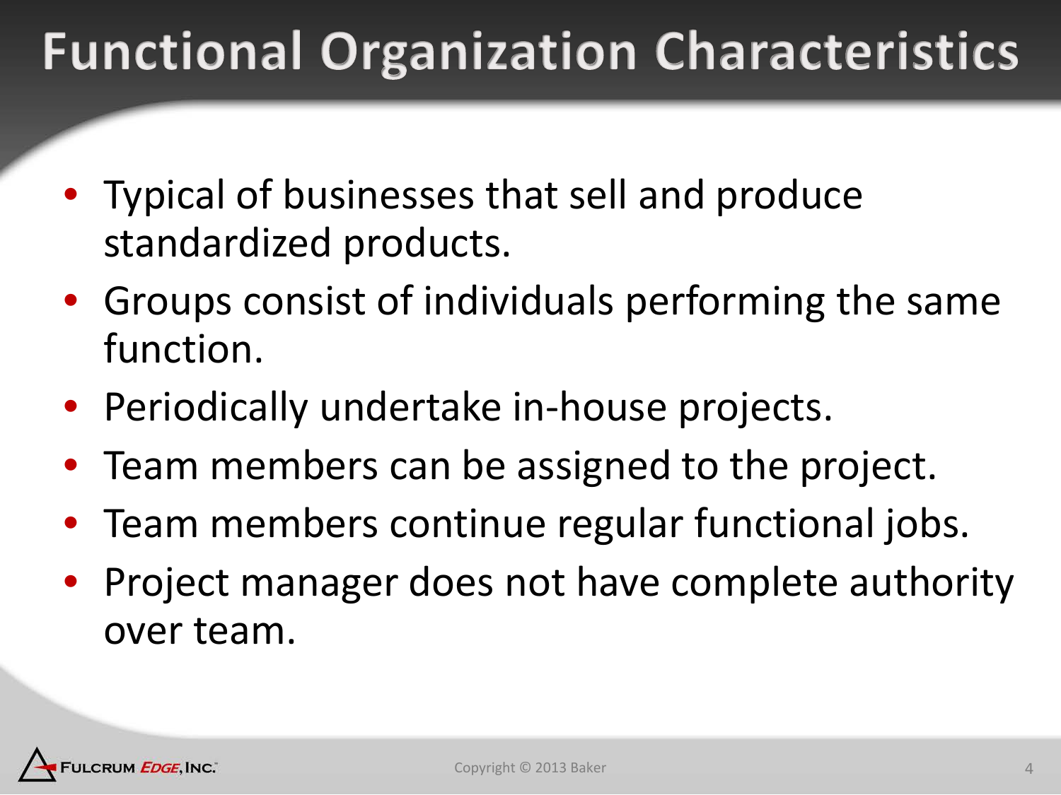# Functional Organization Characteristics

- Typical of businesses that sell and produce standardized products.
- Groups consist of individuals performing the same function.
- Periodically undertake in-house projects.
- Team members can be assigned to the project.
- Team members continue regular functional jobs.
- Project manager does not have complete authority over team.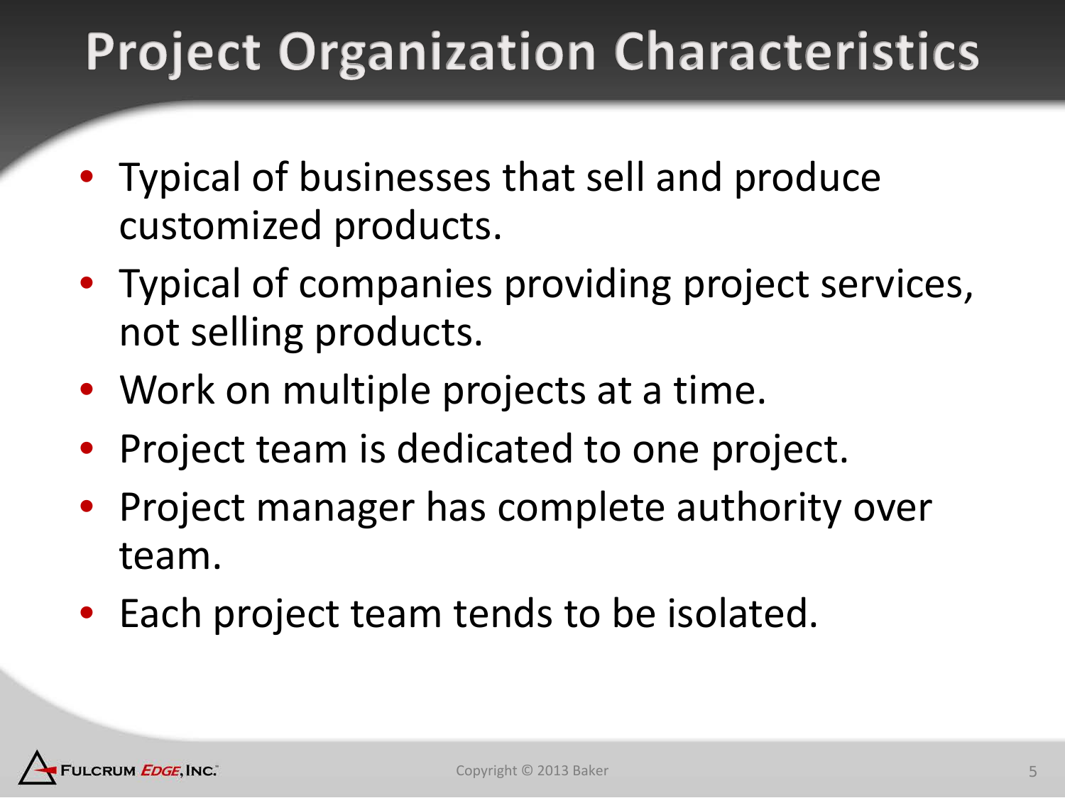# Project Organization Characteristics

- Typical of businesses that sell and produce customized products.
- Typical of companies providing project services, not selling products.
- Work on multiple projects at a time.
- Project team is dedicated to one project.
- Project manager has complete authority over team.
- Each project team tends to be isolated.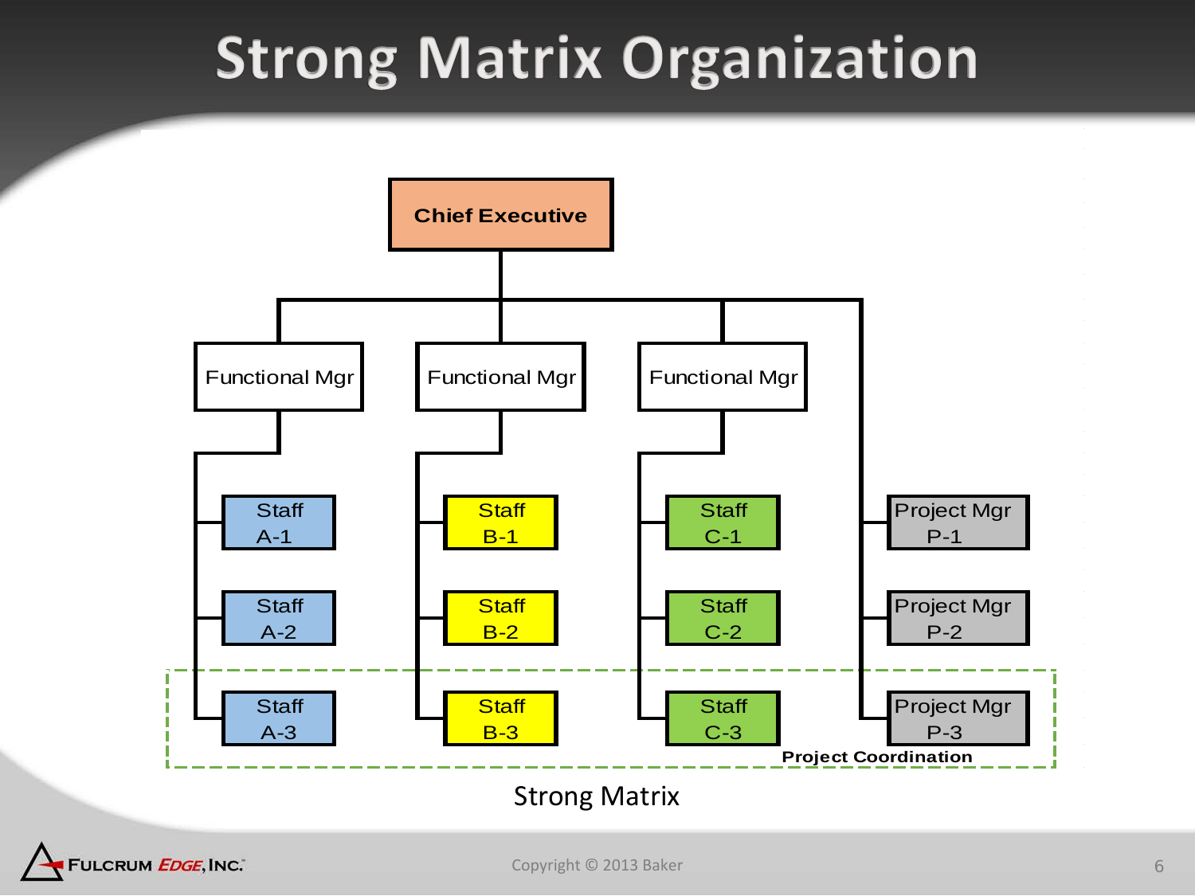# Strong Matrix Organization

Chief Executive

Functional Mgr | Functional Mgr | Functional Mgr

Staff A-1 | Staff B-1 | Staff C-1 | Project Mgr P-1

Staff A-2 | Staff B-2 | Staff C-2 | Project Mgr P-2

Staff A-3 | Staff B-3 | Staff C-3 | Project Mgr P-3

**Project Coordination**

Strong Matrix

Copyright © 2013 Baker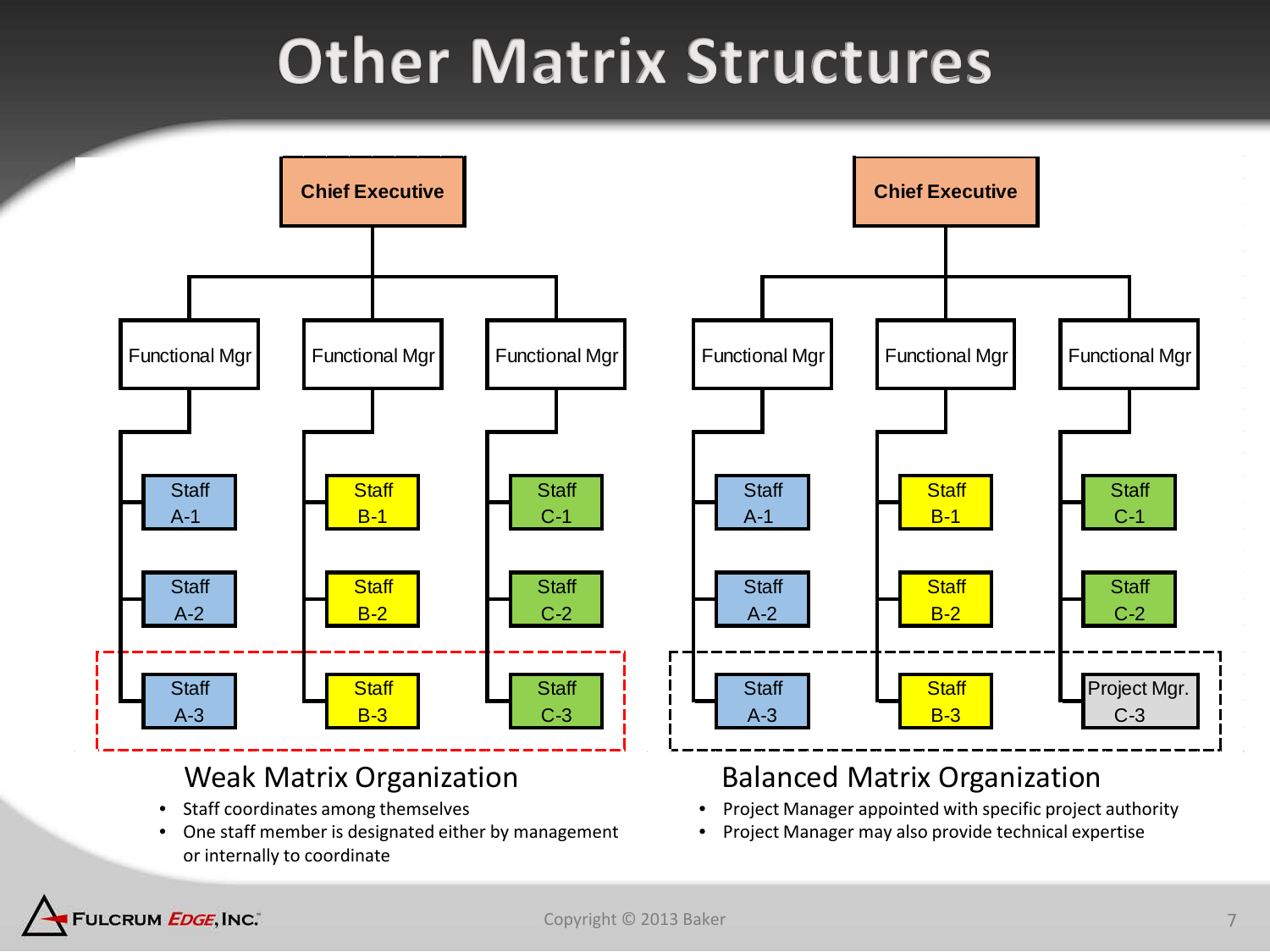# Other Matrix Structures

Chief Executive

Functional Mgr | Functional Mgr | Functional Mgr

Staff A-1 | Staff B-1 | Staff C-1

Staff A-2 | Staff B-2 | Staff C-2

Staff A-3 | Staff B-3 | Staff C-3

## Weak Matrix Organization

- Staff coordinates among themselves
- One staff member is designated either by management or internally to coordinate

Chief Executive

Functional Mgr | Functional Mgr | Functional Mgr

Staff A-1 | Staff B-1 | Staff C-1

Staff A-2 | Staff B-2 | Staff C-2

Staff A-3 | Staff B-3 | Project Mgr. C-3

## Balanced Matrix Organization

- Project Manager appointed with specific project authority
- Project Manager may also provide technical expertise

Fulcrum Edge, Inc.

Copyright © 2013 Baker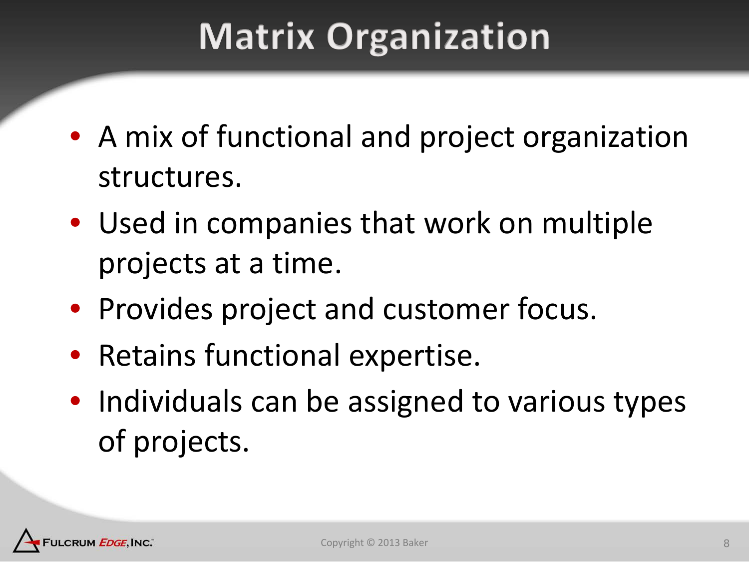# Matrix Organization

- A mix of functional and project organization structures.
- Used in companies that work on multiple projects at a time.
- Provides project and customer focus.
- Retains functional expertise.
- Individuals can be assigned to various types of projects.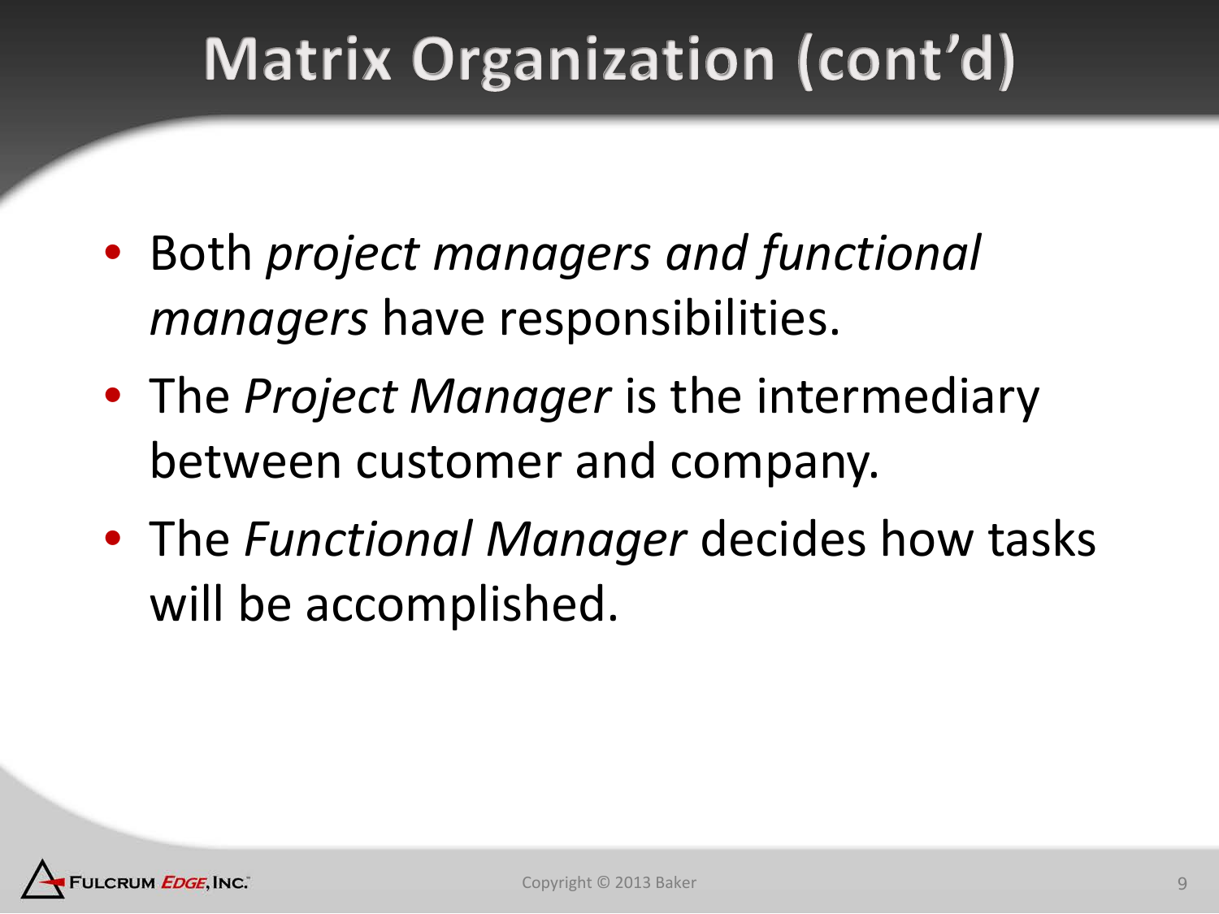# Matrix Organization (cont'd)

- Both *project managers and functional managers* have responsibilities.
- The *Project Manager* is the intermediary between customer and company.
- The *Functional Manager* decides how tasks will be accomplished.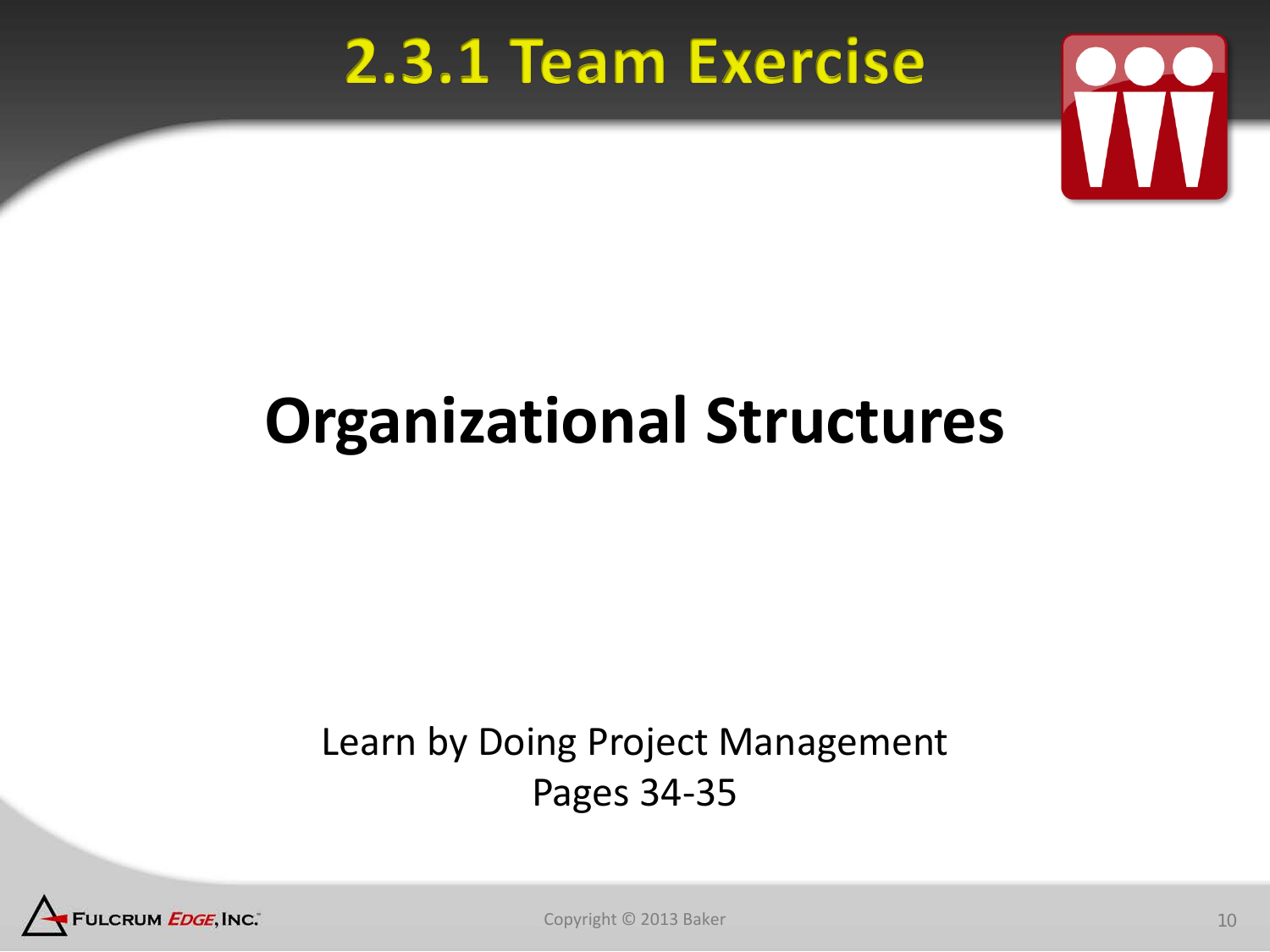# 2.3.1 Team Exercise

## Organizational Structures

Learn by Doing Project Management
Pages 34-35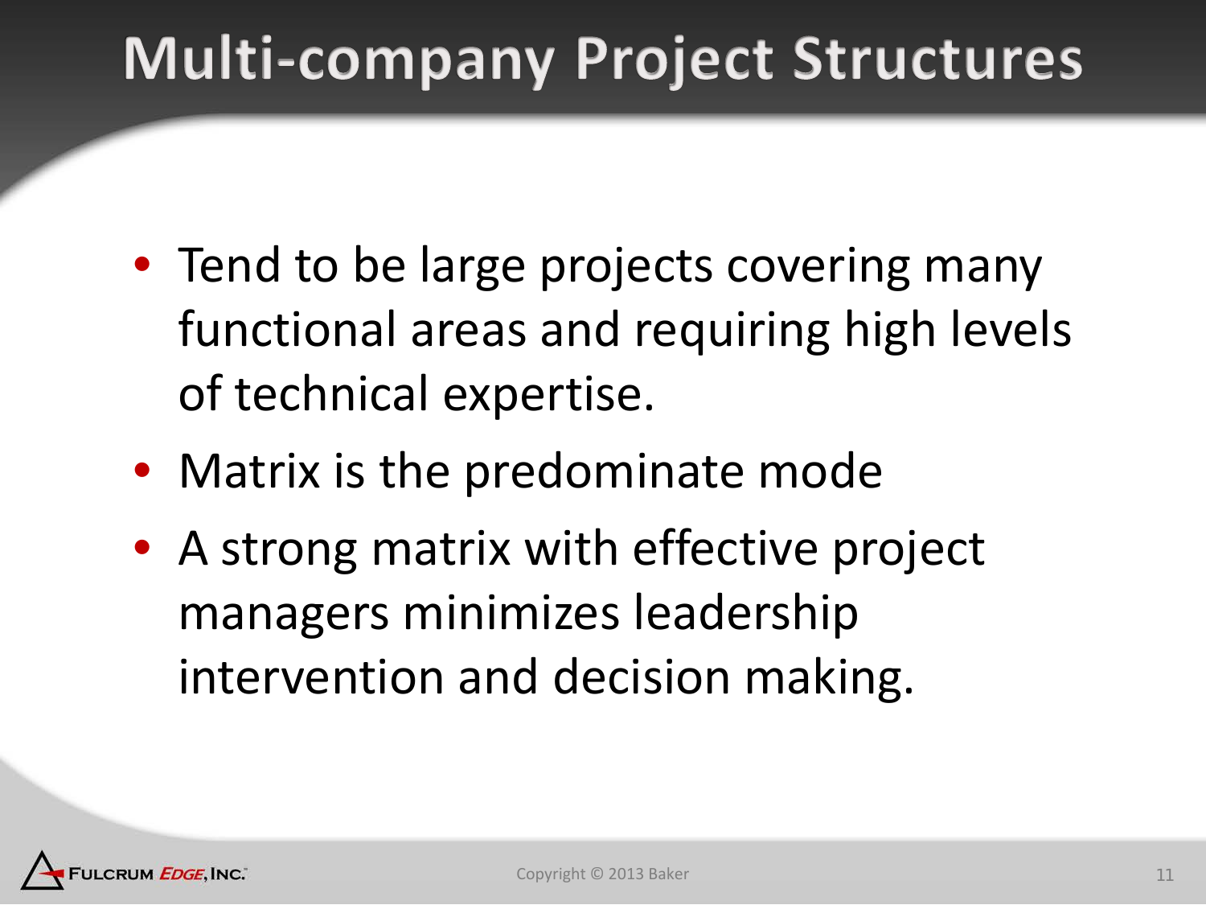# Multi-company Project Structures

- Tend to be large projects covering many functional areas and requiring high levels of technical expertise.
- Matrix is the predominate mode
- A strong matrix with effective project managers minimizes leadership intervention and decision making.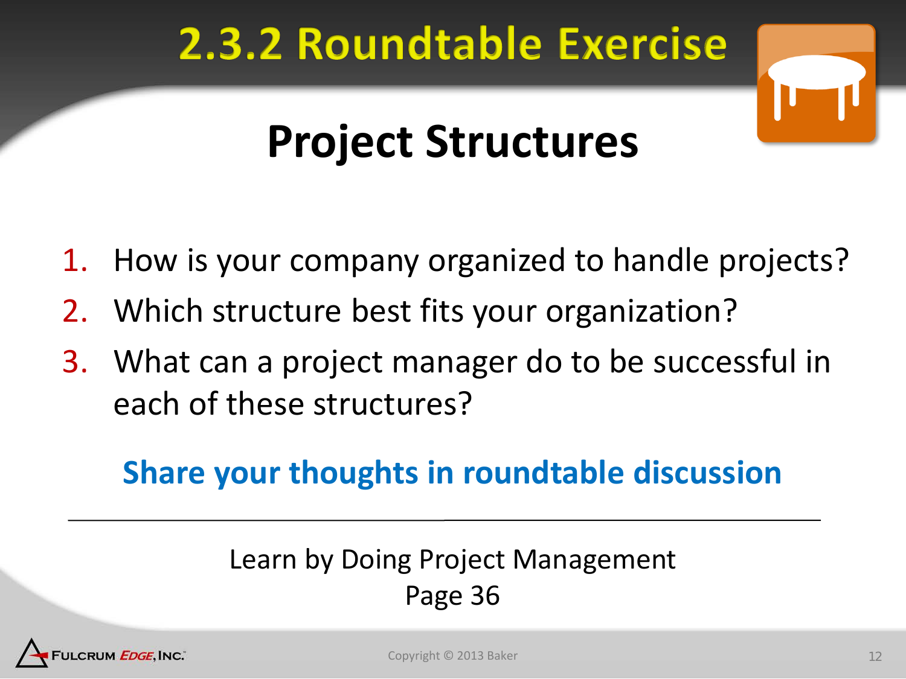# 2.3.2 Roundtable Exercise

## Project Structures

1. How is your company organized to handle projects?
2. Which structure best fits your organization?
3. What can a project manager do to be successful in each of these structures?

**Share your thoughts in roundtable discussion**

---

Learn by Doing Project Management
Page 36